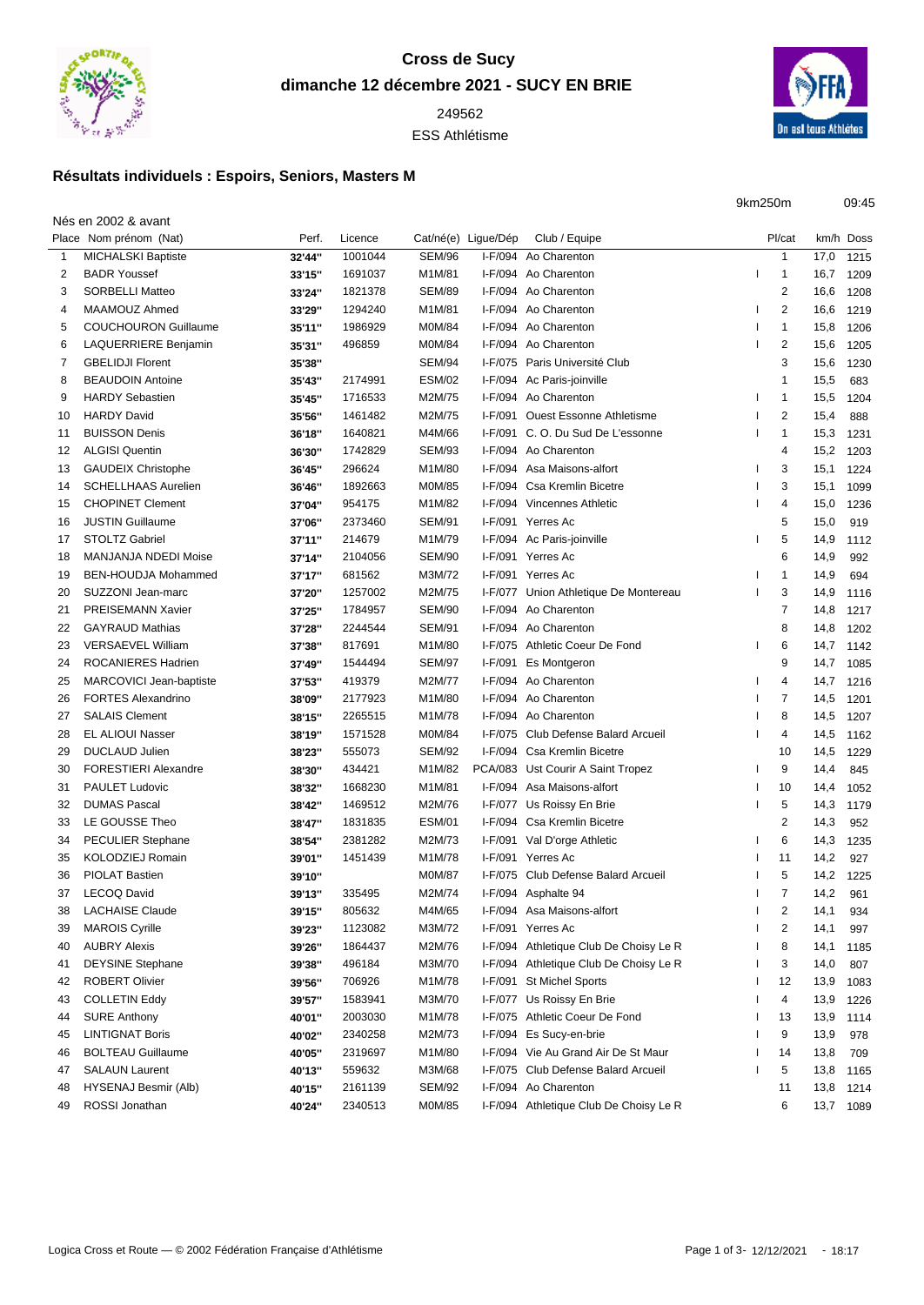# Cross de Sucy

## dimanche 12 décembre 2021 - SUCY EN BRIE

249562

ESS Athlétisme

### Résultats individuels : Espoirs, Seniors, Masters M

9km250m 09:45

Nés en 2002 & avant

| Place | Nom prénom (Nat) | Perf. | Licence | Cat/né(e) | Ligue/Dép | Club / Equipe | | Pl/cat | km/h | Doss |
|---|---|---|---|---|---|---|---|---|---|---|
| 1 | MICHALSKI Baptiste | 32'44'' | 1001044 | SEM/96 | I-F/094 | Ao Charenton | | 1 | 17,0 | 1215 |
| 2 | BADR Youssef | 33'15'' | 1691037 | M1M/81 | I-F/094 | Ao Charenton | I | 1 | 16,7 | 1209 |
| 3 | SORBELLI Matteo | 33'24'' | 1821378 | SEM/89 | I-F/094 | Ao Charenton | | 2 | 16,6 | 1208 |
| 4 | MAAMOUZ Ahmed | 33'29'' | 1294240 | M1M/81 | I-F/094 | Ao Charenton | I | 2 | 16,6 | 1219 |
| 5 | COUCHOURON Guillaume | 35'11'' | 1986929 | M0M/84 | I-F/094 | Ao Charenton | I | 1 | 15,8 | 1206 |
| 6 | LAQUERRIERE Benjamin | 35'31'' | 496859 | M0M/84 | I-F/094 | Ao Charenton | I | 2 | 15,6 | 1205 |
| 7 | GBELIDJI Florent | 35'38'' | | SEM/94 | I-F/075 | Paris Université Club | | 3 | 15,6 | 1230 |
| 8 | BEAUDOIN Antoine | 35'43'' | 2174991 | ESM/02 | I-F/094 | Ac Paris-joinville | | 1 | 15,5 | 683 |
| 9 | HARDY Sebastien | 35'45'' | 1716533 | M2M/75 | I-F/094 | Ao Charenton | I | 1 | 15,5 | 1204 |
| 10 | HARDY David | 35'56'' | 1461482 | M2M/75 | I-F/091 | Ouest Essonne Athletisme | I | 2 | 15,4 | 888 |
| 11 | BUISSON Denis | 36'18'' | 1640821 | M4M/66 | I-F/091 | C. O. Du Sud De L'essonne | I | 1 | 15,3 | 1231 |
| 12 | ALGISI Quentin | 36'30'' | 1742829 | SEM/93 | I-F/094 | Ao Charenton | | 4 | 15,2 | 1203 |
| 13 | GAUDEIX Christophe | 36'45'' | 296624 | M1M/80 | I-F/094 | Asa Maisons-alfort | I | 3 | 15,1 | 1224 |
| 14 | SCHELLHAAS Aurelien | 36'46'' | 1892663 | M0M/85 | I-F/094 | Csa Kremlin Bicetre | I | 3 | 15,1 | 1099 |
| 15 | CHOPINET Clement | 37'04'' | 954175 | M1M/82 | I-F/094 | Vincennes Athletic | I | 4 | 15,0 | 1236 |
| 16 | JUSTIN Guillaume | 37'06'' | 2373460 | SEM/91 | I-F/091 | Yerres Ac | | 5 | 15,0 | 919 |
| 17 | STOLTZ Gabriel | 37'11'' | 214679 | M1M/79 | I-F/094 | Ac Paris-joinville | I | 5 | 14,9 | 1112 |
| 18 | MANJANJA NDEDI Moise | 37'14'' | 2104056 | SEM/90 | I-F/091 | Yerres Ac | | 6 | 14,9 | 992 |
| 19 | BEN-HOUDJA Mohammed | 37'17'' | 681562 | M3M/72 | I-F/091 | Yerres Ac | I | 1 | 14,9 | 694 |
| 20 | SUZZONI Jean-marc | 37'20'' | 1257002 | M2M/75 | I-F/077 | Union Athletique De Montereau | I | 3 | 14,9 | 1116 |
| 21 | PREISEMANN Xavier | 37'25'' | 1784957 | SEM/90 | I-F/094 | Ao Charenton | | 7 | 14,8 | 1217 |
| 22 | GAYRAUD Mathias | 37'28'' | 2244544 | SEM/91 | I-F/094 | Ao Charenton | | 8 | 14,8 | 1202 |
| 23 | VERSAEVEL William | 37'38'' | 817691 | M1M/80 | I-F/075 | Athletic Coeur De Fond | I | 6 | 14,7 | 1142 |
| 24 | ROCANIERES Hadrien | 37'49'' | 1544494 | SEM/97 | I-F/091 | Es Montgeron | | 9 | 14,7 | 1085 |
| 25 | MARCOVICI Jean-baptiste | 37'53'' | 419379 | M2M/77 | I-F/094 | Ao Charenton | I | 4 | 14,7 | 1216 |
| 26 | FORTES Alexandrino | 38'09'' | 2177923 | M1M/80 | I-F/094 | Ao Charenton | I | 7 | 14,5 | 1201 |
| 27 | SALAIS Clement | 38'15'' | 2265515 | M1M/78 | I-F/094 | Ao Charenton | I | 8 | 14,5 | 1207 |
| 28 | EL ALIOUI Nasser | 38'19'' | 1571528 | M0M/84 | I-F/075 | Club Defense Balard Arcueil | I | 4 | 14,5 | 1162 |
| 29 | DUCLAUD Julien | 38'23'' | 555073 | SEM/92 | I-F/094 | Csa Kremlin Bicetre | | 10 | 14,5 | 1229 |
| 30 | FORESTIERI Alexandre | 38'30'' | 434421 | M1M/82 | PCA/083 | Ust Courir A Saint Tropez | I | 9 | 14,4 | 845 |
| 31 | PAULET Ludovic | 38'32'' | 1668230 | M1M/81 | I-F/094 | Asa Maisons-alfort | I | 10 | 14,4 | 1052 |
| 32 | DUMAS Pascal | 38'42'' | 1469512 | M2M/76 | I-F/077 | Us Roissy En Brie | I | 5 | 14,3 | 1179 |
| 33 | LE GOUSSE Theo | 38'47'' | 1831835 | ESM/01 | I-F/094 | Csa Kremlin Bicetre | | 2 | 14,3 | 952 |
| 34 | PECULIER Stephane | 38'54'' | 2381282 | M2M/73 | I-F/091 | Val D'orge Athletic | I | 6 | 14,3 | 1235 |
| 35 | KOLODZIEJ Romain | 39'01'' | 1451439 | M1M/78 | I-F/091 | Yerres Ac | I | 11 | 14,2 | 927 |
| 36 | PIOLAT Bastien | 39'10'' | | M0M/87 | I-F/075 | Club Defense Balard Arcueil | I | 5 | 14,2 | 1225 |
| 37 | LECOQ David | 39'13'' | 335495 | M2M/74 | I-F/094 | Asphalte 94 | I | 7 | 14,2 | 961 |
| 38 | LACHAISE Claude | 39'15'' | 805632 | M4M/65 | I-F/094 | Asa Maisons-alfort | I | 2 | 14,1 | 934 |
| 39 | MAROIS Cyrille | 39'23'' | 1123082 | M3M/72 | I-F/091 | Yerres Ac | I | 2 | 14,1 | 997 |
| 40 | AUBRY Alexis | 39'26'' | 1864437 | M2M/76 | I-F/094 | Athletique Club De Choisy Le R | I | 8 | 14,1 | 1185 |
| 41 | DEYSINE Stephane | 39'38'' | 496184 | M3M/70 | I-F/094 | Athletique Club De Choisy Le R | I | 3 | 14,0 | 807 |
| 42 | ROBERT Olivier | 39'56'' | 706926 | M1M/78 | I-F/091 | St Michel Sports | I | 12 | 13,9 | 1083 |
| 43 | COLLETIN Eddy | 39'57'' | 1583941 | M3M/70 | I-F/077 | Us Roissy En Brie | I | 4 | 13,9 | 1226 |
| 44 | SURE Anthony | 40'01'' | 2003030 | M1M/78 | I-F/075 | Athletic Coeur De Fond | I | 13 | 13,9 | 1114 |
| 45 | LINTIGNAT Boris | 40'02'' | 2340258 | M2M/73 | I-F/094 | Es Sucy-en-brie | I | 9 | 13,9 | 978 |
| 46 | BOLTEAU Guillaume | 40'05'' | 2319697 | M1M/80 | I-F/094 | Vie Au Grand Air De St Maur | I | 14 | 13,8 | 709 |
| 47 | SALAUN Laurent | 40'13'' | 559632 | M3M/68 | I-F/075 | Club Defense Balard Arcueil | I | 5 | 13,8 | 1165 |
| 48 | HYSENAJ Besmir (Alb) | 40'15'' | 2161139 | SEM/92 | I-F/094 | Ao Charenton | | 11 | 13,8 | 1214 |
| 49 | ROSSI Jonathan | 40'24'' | 2340513 | M0M/85 | I-F/094 | Athletique Club De Choisy Le R | | 6 | 13,7 | 1089 |

Logica Cross et Route — © 2002 Fédération Française d'Athlétisme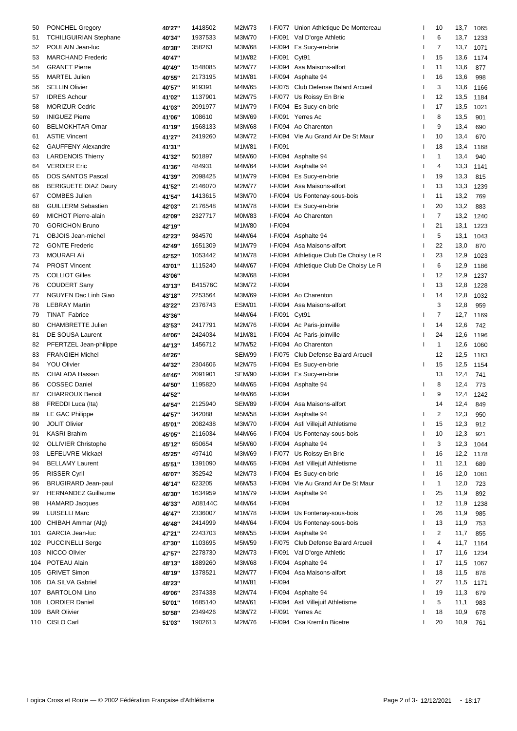| | | | | | | | | | | |
|---|---|---|---|---|---|---|---|---|---|---|
| 50 | PONCHEL Gregory | 40'27'' | 1418502 | M2M/73 | I-F/077 | Union Athletique De Montereau | I | 10 | 13,7 | 1065 |
| 51 | TCHILIGUIRIAN Stephane | 40'34'' | 1937533 | M3M/70 | I-F/091 | Val D'orge Athletic | I | 6 | 13,7 | 1233 |
| 52 | POULAIN Jean-luc | 40'38'' | 358263 | M3M/68 | I-F/094 | Es Sucy-en-brie | I | 7 | 13,7 | 1071 |
| 53 | MARCHAND Frederic | 40'47'' | | M1M/82 | I-F/091 | Cyt91 | I | 15 | 13,6 | 1174 |
| 54 | GRANET Pierre | 40'49'' | 1548085 | M2M/77 | I-F/094 | Asa Maisons-alfort | I | 11 | 13,6 | 877 |
| 55 | MARTEL Julien | 40'55'' | 2173195 | M1M/81 | I-F/094 | Asphalte 94 | I | 16 | 13,6 | 998 |
| 56 | SELLIN Olivier | 40'57'' | 919391 | M4M/65 | I-F/075 | Club Defense Balard Arcueil | I | 3 | 13,6 | 1166 |
| 57 | IDRES Achour | 41'02'' | 1137901 | M2M/75 | I-F/077 | Us Roissy En Brie | I | 12 | 13,5 | 1184 |
| 58 | MORIZUR Cedric | 41'03'' | 2091977 | M1M/79 | I-F/094 | Es Sucy-en-brie | I | 17 | 13,5 | 1021 |
| 59 | INIGUEZ Pierre | 41'06'' | 108610 | M3M/69 | I-F/091 | Yerres Ac | I | 8 | 13,5 | 901 |
| 60 | BELMOKHTAR Omar | 41'19'' | 1568133 | M3M/68 | I-F/094 | Ao Charenton | I | 9 | 13,4 | 690 |
| 61 | ASTIE Vincent | 41'27'' | 2419260 | M3M/72 | I-F/094 | Vie Au Grand Air De St Maur | I | 10 | 13,4 | 670 |
| 62 | GAUFFENY Alexandre | 41'31'' | | M1M/81 | I-F/091 | | I | 18 | 13,4 | 1168 |
| 63 | LARDENOIS Thierry | 41'32'' | 501897 | M5M/60 | I-F/094 | Asphalte 94 | I | 1 | 13,4 | 940 |
| 64 | VERDIER Eric | 41'36'' | 484931 | M4M/64 | I-F/094 | Asphalte 94 | I | 4 | 13,3 | 1141 |
| 65 | DOS SANTOS Pascal | 41'39'' | 2098425 | M1M/79 | I-F/094 | Es Sucy-en-brie | I | 19 | 13,3 | 815 |
| 66 | BERIGUETE DIAZ Daury | 41'52'' | 2146070 | M2M/77 | I-F/094 | Asa Maisons-alfort | I | 13 | 13,3 | 1239 |
| 67 | COMBES Julien | 41'54'' | 1413615 | M3M/70 | I-F/094 | Us Fontenay-sous-bois | I | 11 | 13,2 | 769 |
| 68 | GUILLERM Sebastien | 42'03'' | 2176548 | M1M/78 | I-F/094 | Es Sucy-en-brie | I | 20 | 13,2 | 883 |
| 69 | MICHOT Pierre-alain | 42'09'' | 2327717 | M0M/83 | I-F/094 | Ao Charenton | I | 7 | 13,2 | 1240 |
| 70 | GORICHON Bruno | 42'19'' | | M1M/80 | I-F/094 | | I | 21 | 13,1 | 1223 |
| 71 | OBJOIS Jean-michel | 42'23'' | 984570 | M4M/64 | I-F/094 | Asphalte 94 | I | 5 | 13,1 | 1043 |
| 72 | GONTE Frederic | 42'49'' | 1651309 | M1M/79 | I-F/094 | Asa Maisons-alfort | I | 22 | 13,0 | 870 |
| 73 | MOURAFI Ali | 42'52'' | 1053442 | M1M/78 | I-F/094 | Athletique Club De Choisy Le R | I | 23 | 12,9 | 1023 |
| 74 | PROST Vincent | 43'01'' | 1115240 | M4M/67 | I-F/094 | Athletique Club De Choisy Le R | I | 6 | 12,9 | 1186 |
| 75 | COLLIOT Gilles | 43'06'' | | M3M/68 | I-F/094 | | I | 12 | 12,9 | 1237 |
| 76 | COUDERT Sany | 43'13'' | B41576C | M3M/72 | I-F/094 | | I | 13 | 12,8 | 1228 |
| 77 | NGUYEN Dac Linh Giao | 43'18'' | 2253564 | M3M/69 | I-F/094 | Ao Charenton | I | 14 | 12,8 | 1032 |
| 78 | LEBRAY Martin | 43'22'' | 2376743 | ESM/01 | I-F/094 | Asa Maisons-alfort | | 3 | 12,8 | 959 |
| 79 | TINAT Fabrice | 43'36'' | | M4M/64 | I-F/091 | Cyt91 | I | 7 | 12,7 | 1169 |
| 80 | CHAMBRETTE Julien | 43'53'' | 2417791 | M2M/76 | I-F/094 | Ac Paris-joinville | I | 14 | 12,6 | 742 |
| 81 | DE SOUSA Laurent | 44'06'' | 2424034 | M1M/81 | I-F/094 | Ac Paris-joinville | I | 24 | 12,6 | 1196 |
| 82 | PFERTZEL Jean-philippe | 44'13'' | 1456712 | M7M/52 | I-F/094 | Ao Charenton | I | 1 | 12,6 | 1060 |
| 83 | FRANGIEH Michel | 44'26'' | | SEM/99 | I-F/075 | Club Defense Balard Arcueil | | 12 | 12,5 | 1163 |
| 84 | YOU Olivier | 44'32'' | 2304606 | M2M/75 | I-F/094 | Es Sucy-en-brie | I | 15 | 12,5 | 1154 |
| 85 | CHALADA Hassan | 44'46'' | 2091901 | SEM/90 | I-F/094 | Es Sucy-en-brie | | 13 | 12,4 | 741 |
| 86 | COSSEC Daniel | 44'50'' | 1195820 | M4M/65 | I-F/094 | Asphalte 94 | I | 8 | 12,4 | 773 |
| 87 | CHARROUX Benoit | 44'52'' | | M4M/66 | I-F/094 | | I | 9 | 12,4 | 1242 |
| 88 | FREDDI Luca (Ita) | 44'54'' | 2125940 | SEM/89 | I-F/094 | Asa Maisons-alfort | | 14 | 12,4 | 849 |
| 89 | LE GAC Philippe | 44'57'' | 342088 | M5M/58 | I-F/094 | Asphalte 94 | I | 2 | 12,3 | 950 |
| 90 | JOLIT Olivier | 45'01'' | 2082438 | M3M/70 | I-F/094 | Asfi Villejuif Athletisme | I | 15 | 12,3 | 912 |
| 91 | KASRI Brahim | 45'05'' | 2116034 | M4M/66 | I-F/094 | Us Fontenay-sous-bois | I | 10 | 12,3 | 921 |
| 92 | OLLIVIER Christophe | 45'12'' | 650654 | M5M/60 | I-F/094 | Asphalte 94 | I | 3 | 12,3 | 1044 |
| 93 | LEFEUVRE Mickael | 45'25'' | 497410 | M3M/69 | I-F/077 | Us Roissy En Brie | I | 16 | 12,2 | 1178 |
| 94 | BELLAMY Laurent | 45'51'' | 1391090 | M4M/65 | I-F/094 | Asfi Villejuif Athletisme | I | 11 | 12,1 | 689 |
| 95 | RISSER Cyril | 46'07'' | 352542 | M2M/73 | I-F/094 | Es Sucy-en-brie | I | 16 | 12,0 | 1081 |
| 96 | BRUGIRARD Jean-paul | 46'14'' | 623205 | M6M/53 | I-F/094 | Vie Au Grand Air De St Maur | I | 1 | 12,0 | 723 |
| 97 | HERNANDEZ Guillaume | 46'30'' | 1634959 | M1M/79 | I-F/094 | Asphalte 94 | I | 25 | 11,9 | 892 |
| 98 | HAMARD Jacques | 46'33'' | A08144C | M4M/64 | I-F/094 | | I | 12 | 11,9 | 1238 |
| 99 | LUISELLI Marc | 46'47'' | 2336007 | M1M/78 | I-F/094 | Us Fontenay-sous-bois | I | 26 | 11,9 | 985 |
| 100 | CHIBAH Ammar (Alg) | 46'48'' | 2414999 | M4M/64 | I-F/094 | Us Fontenay-sous-bois | I | 13 | 11,9 | 753 |
| 101 | GARCIA Jean-luc | 47'21'' | 2243703 | M6M/55 | I-F/094 | Asphalte 94 | I | 2 | 11,7 | 855 |
| 102 | PUCCINELLI Serge | 47'30'' | 1103695 | M5M/59 | I-F/075 | Club Defense Balard Arcueil | I | 4 | 11,7 | 1164 |
| 103 | NICCO Olivier | 47'57'' | 2278730 | M2M/73 | I-F/091 | Val D'orge Athletic | I | 17 | 11,6 | 1234 |
| 104 | POTEAU Alain | 48'13'' | 1889260 | M3M/68 | I-F/094 | Asphalte 94 | I | 17 | 11,5 | 1067 |
| 105 | GRIVET Simon | 48'19'' | 1378521 | M2M/77 | I-F/094 | Asa Maisons-alfort | I | 18 | 11,5 | 878 |
| 106 | DA SILVA Gabriel | 48'23'' | | M1M/81 | I-F/094 | | I | 27 | 11,5 | 1171 |
| 107 | BARTOLONI Lino | 49'06'' | 2374338 | M2M/74 | I-F/094 | Asphalte 94 | I | 19 | 11,3 | 679 |
| 108 | LORDIER Daniel | 50'01'' | 1685140 | M5M/61 | I-F/094 | Asfi Villejuif Athletisme | I | 5 | 11,1 | 983 |
| 109 | BAR Olivier | 50'58'' | 2349426 | M3M/72 | I-F/091 | Yerres Ac | I | 18 | 10,9 | 678 |
| 110 | CISLO Carl | 51'03'' | 1902613 | M2M/76 | I-F/094 | Csa Kremlin Bicetre | I | 20 | 10,9 | 761 |

Logica Cross et Route — © 2002 Fédération Française d'Athlétisme

12/12/2021 - 18:17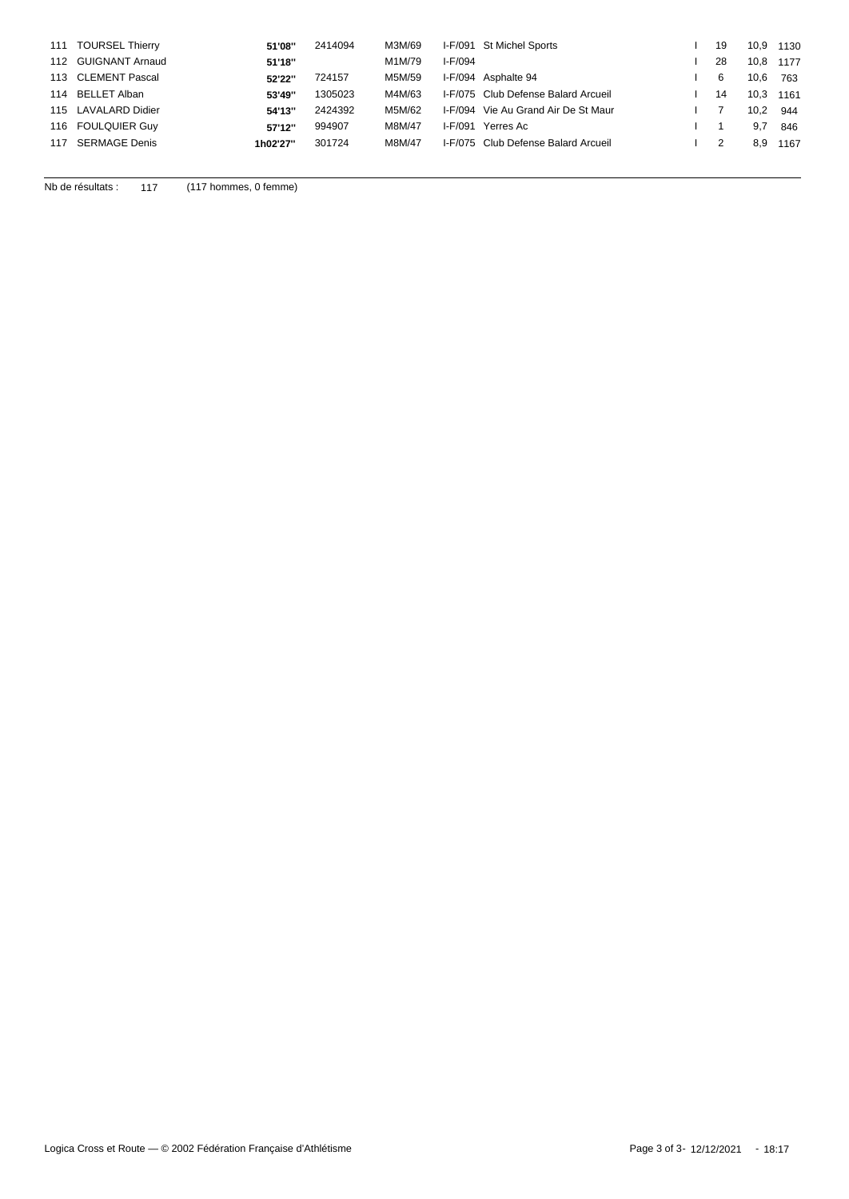| | | | | | | | | | | |
|---|---|---|---|---|---|---|---|---|---|---|
| 111 | TOURSEL Thierry | **51'08''** | 2414094 | M3M/69 | I-F/091 | St Michel Sports | I | 19 | 10,9 | 1130 |
| 112 | GUIGNANT Arnaud | **51'18''** | | M1M/79 | I-F/094 | | I | 28 | 10,8 | 1177 |
| 113 | CLEMENT Pascal | **52'22''** | 724157 | M5M/59 | I-F/094 | Asphalte 94 | I | 6 | 10,6 | 763 |
| 114 | BELLET Alban | **53'49''** | 1305023 | M4M/63 | I-F/075 | Club Defense Balard Arcueil | I | 14 | 10,3 | 1161 |
| 115 | LAVALARD Didier | **54'13''** | 2424392 | M5M/62 | I-F/094 | Vie Au Grand Air De St Maur | I | 7 | 10,2 | 944 |
| 116 | FOULQUIER Guy | **57'12''** | 994907 | M8M/47 | I-F/091 | Yerres Ac | I | 1 | 9,7 | 846 |
| 117 | SERMAGE Denis | **1h02'27''** | 301724 | M8M/47 | I-F/075 | Club Defense Balard Arcueil | I | 2 | 8,9 | 1167 |

Nb de résultats : 117 (117 hommes, 0 femme)

Logica Cross et Route — © 2002 Fédération Française d'Athlétisme 12/12/2021 - 18:17